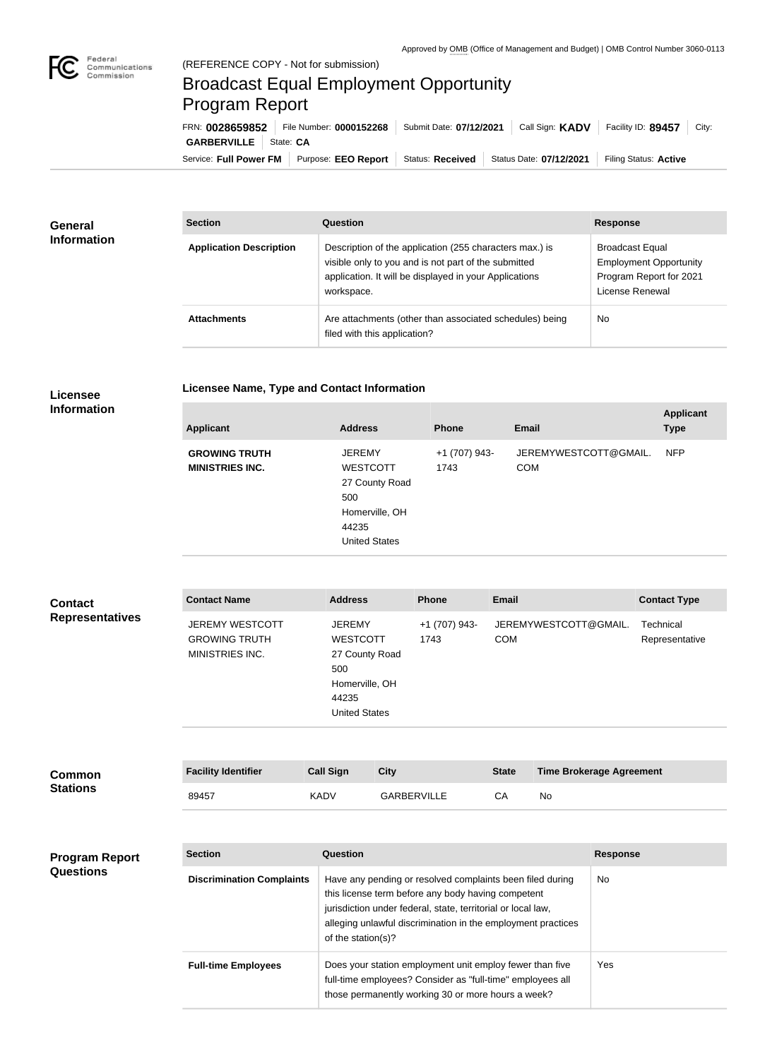Approved by OMB (Office of Management and Budget) | OMB Control Number 3060-0113

(REFERENCE COPY - Not for submission)

# Broadcast Equal Employment Opportunity Program Report

FRN: **0028659852** | File Number: **0000152268** | Submit Date: **07/12/2021** | Call Sign: **KADV** | Facility ID: **89457** | City: **GARBERVILLE** | State: **CA**

Service: **Full Power FM** | Purpose: **EEO Report** | Status: **Received** | Status Date: **07/12/2021** | Filing Status: **Active**

## General Information

| Section | Question | Response |
|---|---|---|
| **Application Description** | Description of the application (255 characters max.) is visible only to you and is not part of the submitted application. It will be displayed in your Applications workspace. | Broadcast Equal Employment Opportunity Program Report for 2021 License Renewal |
| **Attachments** | Are attachments (other than associated schedules) being filed with this application? | No |

## Licensee Information

**Licensee Name, Type and Contact Information**

| Applicant | Address | Phone | Email | Applicant Type |
|---|---|---|---|---|
| **GROWING TRUTH MINISTRIES INC.** | JEREMY WESTCOTT 27 County Road 500 Homerville, OH 44235 United States | +1 (707) 943-1743 | JEREMYWESTCOTT@GMAIL.COM | NFP |

## Contact Representatives

| Contact Name | Address | Phone | Email | Contact Type |
|---|---|---|---|---|
| JEREMY WESTCOTT GROWING TRUTH MINISTRIES INC. | JEREMY WESTCOTT 27 County Road 500 Homerville, OH 44235 United States | +1 (707) 943-1743 | JEREMYWESTCOTT@GMAIL.COM | Technical Representative |

## Common Stations

| Facility Identifier | Call Sign | City | State | Time Brokerage Agreement |
|---|---|---|---|---|
| 89457 | KADV | GARBERVILLE | CA | No |

## Program Report Questions

| Section | Question | Response |
|---|---|---|
| **Discrimination Complaints** | Have any pending or resolved complaints been filed during this license term before any body having competent jurisdiction under federal, state, territorial or local law, alleging unlawful discrimination in the employment practices of the station(s)? | No |
| **Full-time Employees** | Does your station employment unit employ fewer than five full-time employees? Consider as "full-time" employees all those permanently working 30 or more hours a week? | Yes |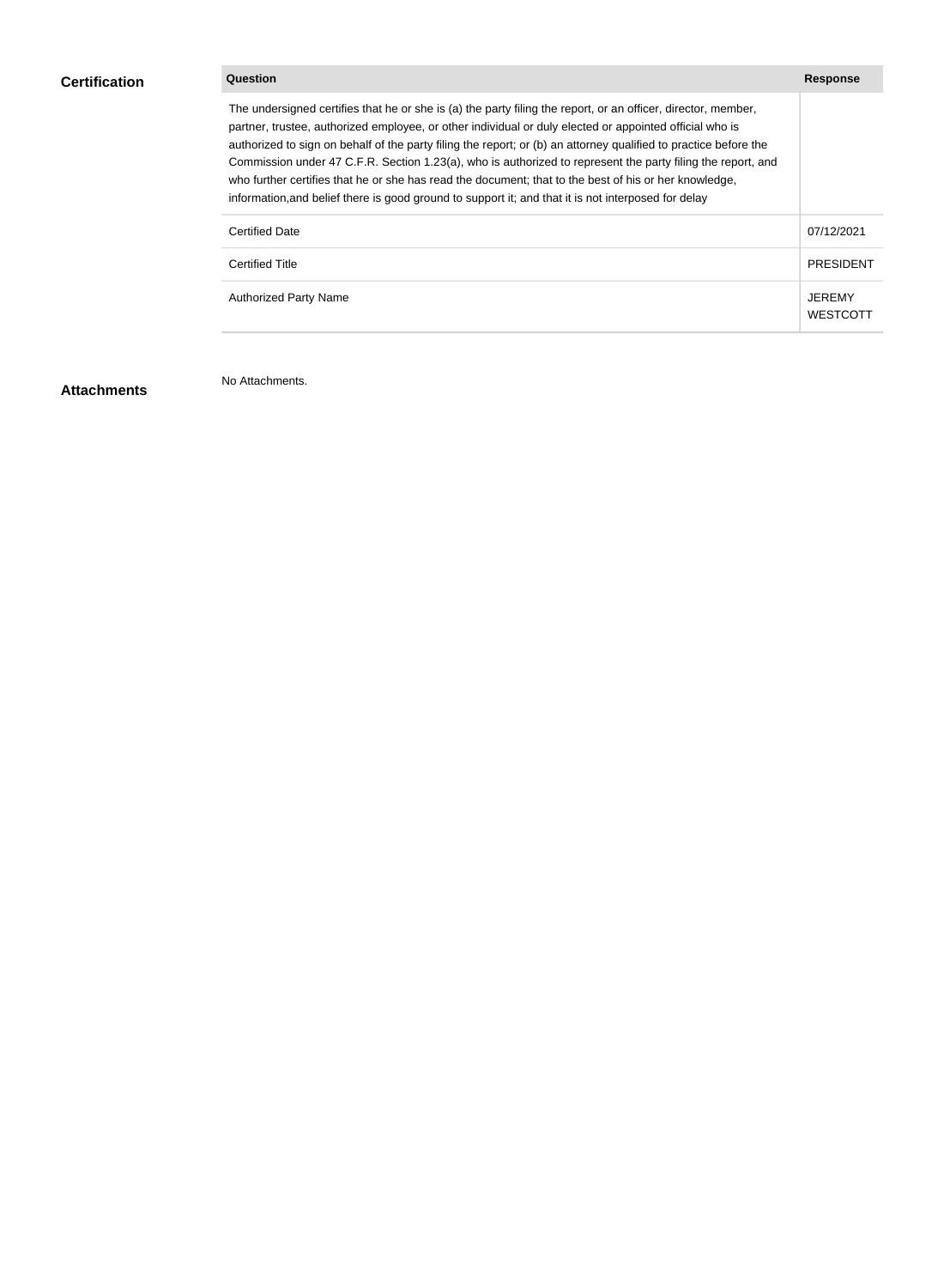## Certification

| Question | Response |
| --- | --- |
| The undersigned certifies that he or she is (a) the party filing the report, or an officer, director, member, partner, trustee, authorized employee, or other individual or duly elected or appointed official who is authorized to sign on behalf of the party filing the report; or (b) an attorney qualified to practice before the Commission under 47 C.F.R. Section 1.23(a), who is authorized to represent the party filing the report, and who further certifies that he or she has read the document; that to the best of his or her knowledge, information,and belief there is good ground to support it; and that it is not interposed for delay | |
| Certified Date | 07/12/2021 |
| Certified Title | PRESIDENT |
| Authorized Party Name | JEREMY WESTCOTT |

## Attachments

No Attachments.